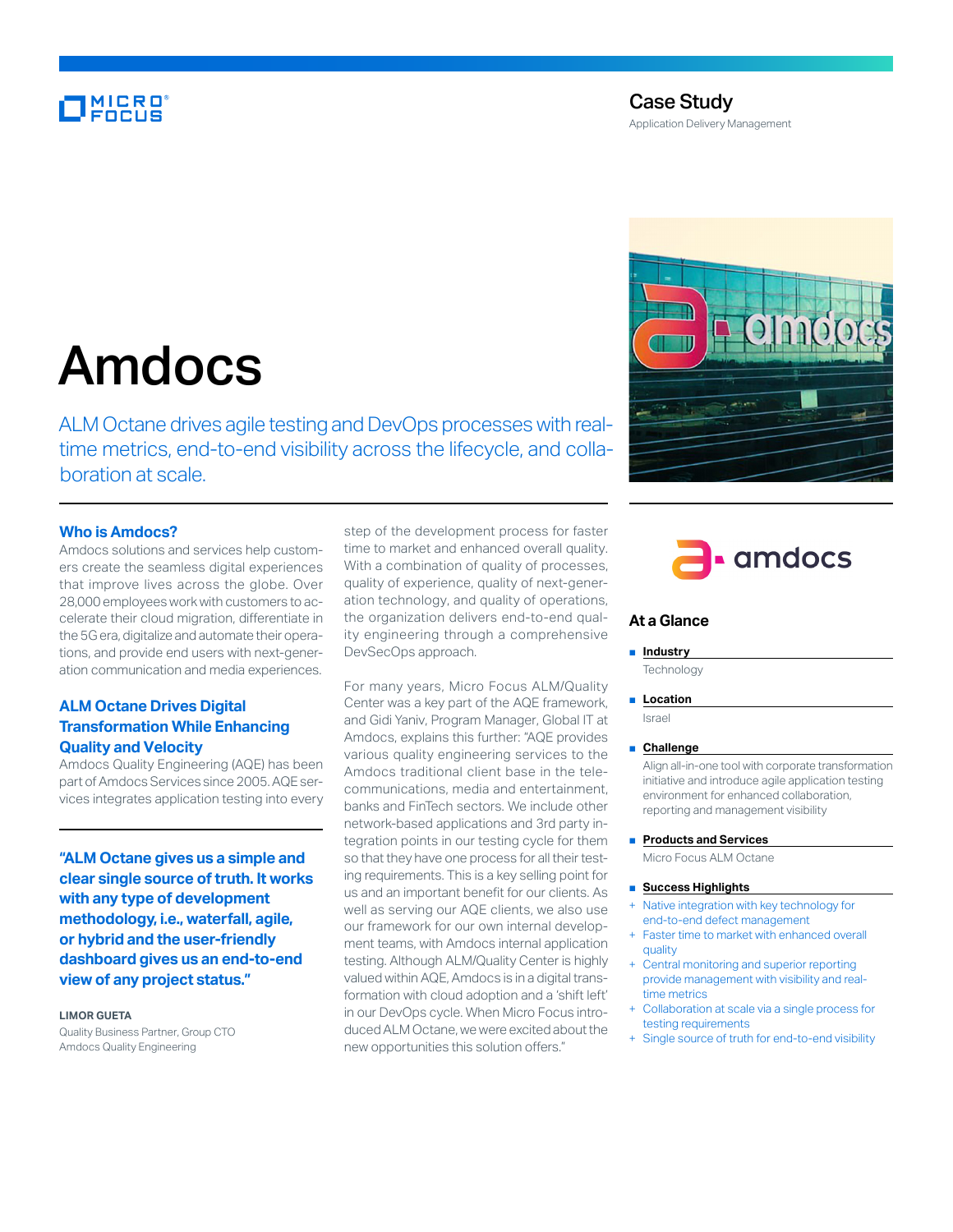Case Study

Application Delivery Management

# Amdocs

ALM Octane drives agile testing and DevOps processes with real-time metrics, end-to-end visibility across the lifecycle, and collaboration at scale.

## Who is Amdocs?

Amdocs solutions and services help customers create the seamless digital experiences that improve lives across the globe. Over 28,000 employees work with customers to accelerate their cloud migration, differentiate in the 5G era, digitalize and automate their operations, and provide end users with next-generation communication and media experiences.

## ALM Octane Drives Digital Transformation While Enhancing Quality and Velocity

Amdocs Quality Engineering (AQE) has been part of Amdocs Services since 2005. AQE services integrates application testing into every step of the development process for faster time to market and enhanced overall quality. With a combination of quality of processes, quality of experience, quality of next-generation technology, and quality of operations, the organization delivers end-to-end quality engineering through a comprehensive DevSecOps approach.

For many years, Micro Focus ALM/Quality Center was a key part of the AQE framework, and Gidi Yaniv, Program Manager, Global IT at Amdocs, explains this further: "AQE provides various quality engineering services to the Amdocs traditional client base in the telecommunications, media and entertainment, banks and FinTech sectors. We include other network-based applications and 3rd party integration points in our testing cycle for them so that they have one process for all their testing requirements. This is a key selling point for us and an important benefit for our clients. As well as serving our AQE clients, we also use our framework for our own internal development teams, with Amdocs internal application testing. Although ALM/Quality Center is highly valued within AQE, Amdocs is in a digital transformation with cloud adoption and a 'shift left' in our DevSecOps cycle. When Micro Focus introduced ALM Octane, we were excited about the new opportunities this solution offers."

**"ALM Octane gives us a simple and clear single source of truth. It works with any type of development methodology, i.e., waterfall, agile, or hybrid and the user-friendly dashboard gives us an end-to-end view of any project status."**

**LIMOR GUETA**
Quality Business Partner, Group CTO
Amdocs Quality Engineering

### At a Glance

- **Industry**
  Technology
- **Location**
  Israel
- **Challenge**
  Align all-in-one tool with corporate transformation initiative and introduce agile application testing environment for enhanced collaboration, reporting and management visibility
- **Products and Services**
  Micro Focus ALM Octane
- **Success Highlights**
  - Native integration with key technology for end-to-end defect management
  - Faster time to market with enhanced overall quality
  - Central monitoring and superior reporting provide management with visibility and real-time metrics
  - Collaboration at scale via a single process for testing requirements
  - Single source of truth for end-to-end visibility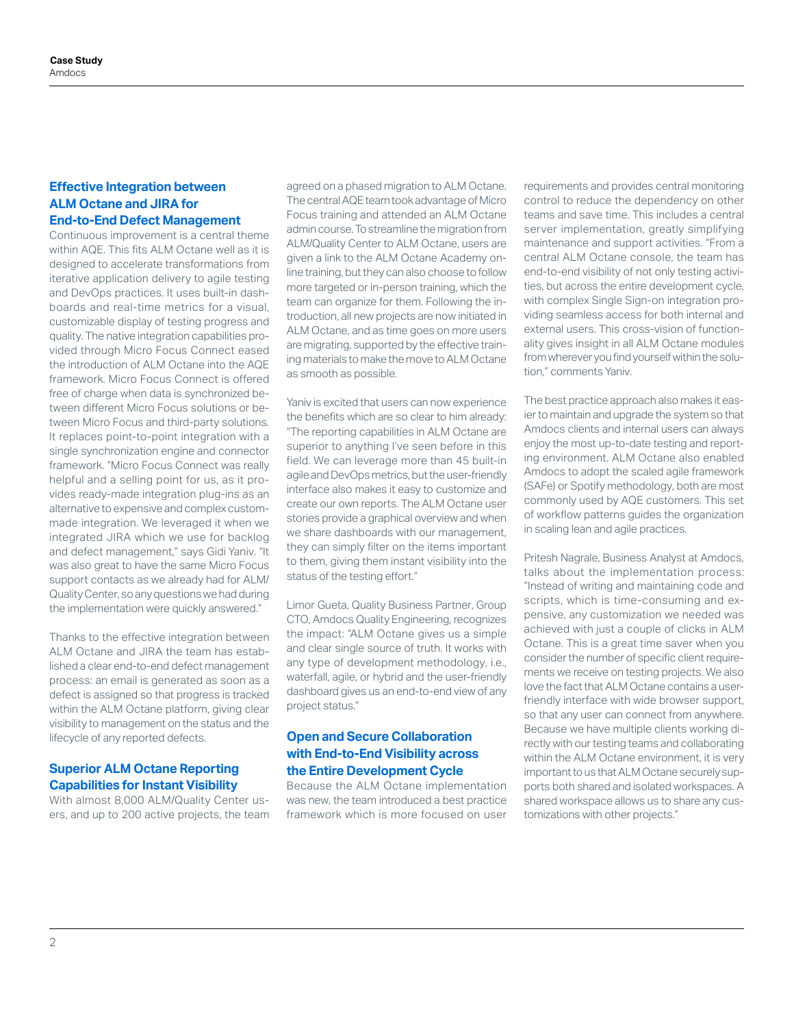## Effective Integration between ALM Octane and JIRA for End-to-End Defect Management

Continuous improvement is a central theme within AQE. This fits ALM Octane well as it is designed to accelerate transformations from iterative application delivery to agile testing and DevOps practices. It uses built-in dashboards and real-time metrics for a visual, customizable display of testing progress and quality. The native integration capabilities provided through Micro Focus Connect eased the introduction of ALM Octane into the AQE framework. Micro Focus Connect is offered free of charge when data is synchronized between different Micro Focus solutions or between Micro Focus and third-party solutions. It replaces point-to-point integration with a single synchronization engine and connector framework. "Micro Focus Connect was really helpful and a selling point for us, as it provides ready-made integration plug-ins as an alternative to expensive and complex custom-made integration. We leveraged it when we integrated JIRA which we use for backlog and defect management," says Gidi Yaniv. "It was also great to have the same Micro Focus support contacts as we already had for ALM/Quality Center, so any questions we had during the implementation were quickly answered."

Thanks to the effective integration between ALM Octane and JIRA the team has established a clear end-to-end defect management process: an email is generated as soon as a defect is assigned so that progress is tracked within the ALM Octane platform, giving clear visibility to management on the status and the lifecycle of any reported defects.

## Superior ALM Octane Reporting Capabilities for Instant Visibility

With almost 8,000 ALM/Quality Center users, and up to 200 active projects, the team agreed on a phased migration to ALM Octane. The central AQE team took advantage of Micro Focus training and attended an ALM Octane admin course. To streamline the migration from ALM/Quality Center to ALM Octane, users are given a link to the ALM Octane Academy online training, but they can also choose to follow more targeted or in-person training, which the team can organize for them. Following the introduction, all new projects are now initiated in ALM Octane, and as time goes on more users are migrating, supported by the effective training materials to make the move to ALM Octane as smooth as possible.

Yaniv is excited that users can now experience the benefits which are so clear to him already: "The reporting capabilities in ALM Octane are superior to anything I've seen before in this field. We can leverage more than 45 built-in agile and DevOps metrics, but the user-friendly interface also makes it easy to customize and create our own reports. The ALM Octane user stories provide a graphical overview and when we share dashboards with our management, they can simply filter on the items important to them, giving them instant visibility into the status of the testing effort."

Limor Gueta, Quality Business Partner, Group CTO, Amdocs Quality Engineering, recognizes the impact: "ALM Octane gives us a simple and clear single source of truth. It works with any type of development methodology, i.e., waterfall, agile, or hybrid and the user-friendly dashboard gives us an end-to-end view of any project status."

## Open and Secure Collaboration with End-to-End Visibility across the Entire Development Cycle

Because the ALM Octane implementation was new, the team introduced a best practice framework which is more focused on user requirements and provides central monitoring control to reduce the dependency on other teams and save time. This includes a central server implementation, greatly simplifying maintenance and support activities. "From a central ALM Octane console, the team has end-to-end visibility of not only testing activities, but across the entire development cycle, with complex Single Sign-on integration providing seamless access for both internal and external users. This cross-vision of functionality gives insight in all ALM Octane modules from wherever you find yourself within the solution," comments Yaniv.

The best practice approach also makes it easier to maintain and upgrade the system so that Amdocs clients and internal users can always enjoy the most up-to-date testing and reporting environment. ALM Octane also enabled Amdocs to adopt the scaled agile framework (SAFe) or Spotify methodology, both are most commonly used by AQE customers. This set of workflow patterns guides the organization in scaling lean and agile practices.

Pritesh Nagrale, Business Analyst at Amdocs, talks about the implementation process: "Instead of writing and maintaining code and scripts, which is time-consuming and expensive, any customization we needed was achieved with just a couple of clicks in ALM Octane. This is a great time saver when you consider the number of specific client requirements we receive on testing projects. We also love the fact that ALM Octane contains a user-friendly interface with wide browser support, so that any user can connect from anywhere. Because we have multiple clients working directly with our testing teams and collaborating within the ALM Octane environment, it is very important to us that ALM Octane securely supports both shared and isolated workspaces. A shared workspace allows us to share any customizations with other projects."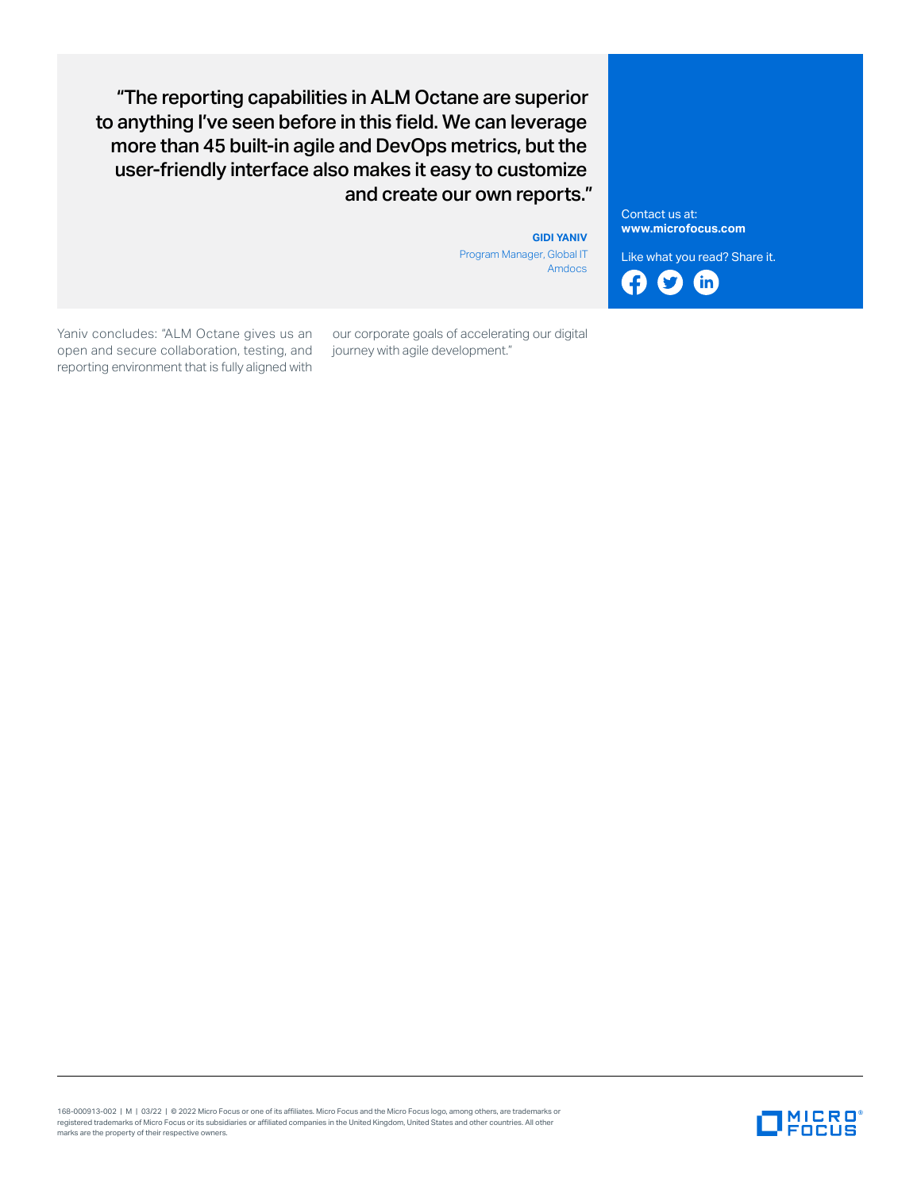> "The reporting capabilities in ALM Octane are superior to anything I've seen before in this field. We can leverage more than 45 built-in agile and DevOps metrics, but the user-friendly interface also makes it easy to customize and create our own reports."

**GIDI YANIV**
Program Manager, Global IT
Amdocs

Yaniv concludes: "ALM Octane gives us an open and secure collaboration, testing, and reporting environment that is fully aligned with our corporate goals of accelerating our digital journey with agile development."

Contact us at:
**www.microfocus.com**

Like what you read? Share it.

168-000913-002 | M | 03/22 | © 2022 Micro Focus or one of its affiliates. Micro Focus and the Micro Focus logo, among others, are trademarks or registered trademarks of Micro Focus or its subsidiaries or affiliated companies in the United Kingdom, United States and other countries. All other marks are the property of their respective owners.